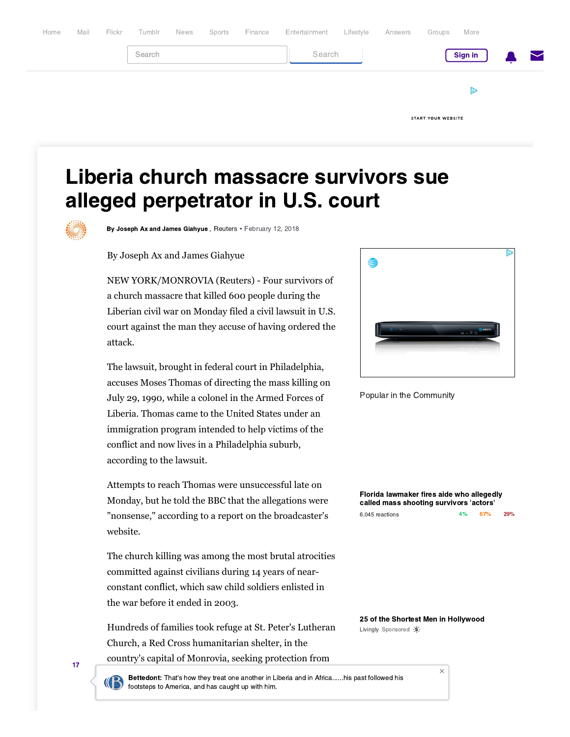# Liberia church massacre survivors sue alleged perpetrator in U.S. court

By Joseph Ax and James Giahyue, Reuters • February 12, 2018

By Joseph Ax and James Giahyue

NEW YORK/MONROVIA (Reuters) - Four survivors of a church massacre that killed 600 people during the Liberian civil war on Monday filed a civil lawsuit in U.S. court against the man they accuse of having ordered the attack.

The lawsuit, brought in federal court in Philadelphia, accuses Moses Thomas of directing the mass killing on July 29, 1990, while a colonel in the Armed Forces of Liberia. Thomas came to the United States under an immigration program intended to help victims of the conflict and now lives in a Philadelphia suburb, according to the lawsuit.

Attempts to reach Thomas were unsuccessful late on Monday, but he told the BBC that the allegations were "nonsense," according to a report on the broadcaster's website.

The church killing was among the most brutal atrocities committed against civilians during 14 years of near-constant conflict, which saw child soldiers enlisted in the war before it ended in 2003.

Hundreds of families took refuge at St. Peter's Lutheran Church, a Red Cross humanitarian shelter, in the country's capital of Monrovia, seeking protection from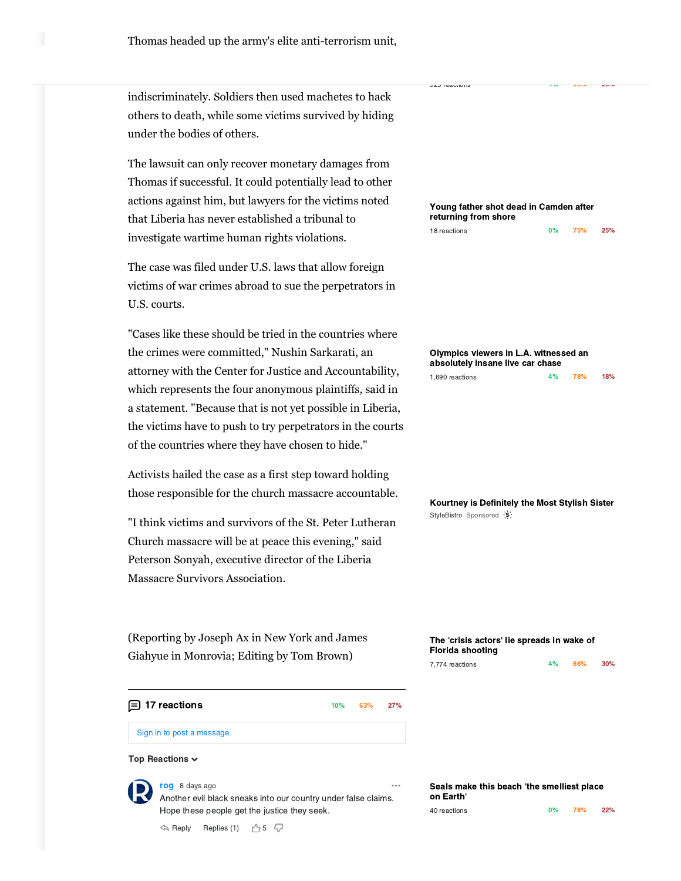Thomas headed up the army's elite anti-terrorism unit,

indiscriminately. Soldiers then used machetes to hack others to death, while some victims survived by hiding under the bodies of others.

The lawsuit can only recover monetary damages from Thomas if successful. It could potentially lead to other actions against him, but lawyers for the victims noted that Liberia has never established a tribunal to investigate wartime human rights violations.

The case was filed under U.S. laws that allow foreign victims of war crimes abroad to sue the perpetrators in U.S. courts.

"Cases like these should be tried in the countries where the crimes were committed," Nushin Sarkarati, an attorney with the Center for Justice and Accountability, which represents the four anonymous plaintiffs, said in a statement. "Because that is not yet possible in Liberia, the victims have to push to try perpetrators in the courts of the countries where they have chosen to hide."

Activists hailed the case as a first step toward holding those responsible for the church massacre accountable.

"I think victims and survivors of the St. Peter Lutheran Church massacre will be at peace this evening," said Peterson Sonyah, executive director of the Liberia Massacre Survivors Association.

(Reporting by Joseph Ax in New York and James Giahyue in Monrovia; Editing by Tom Brown)

**17 reactions** 10% 63% 27%

Sign in to post a message.

**Top Reactions**

**rog** 8 days ago

Another evil black sneaks into our country under false claims. Hope these people get the justice they seek.

Reply Replies (1) 5

**Young father shot dead in Camden after returning from shore**
18 reactions 0% 75% 25%

**Olympics viewers in L.A. witnessed an absolutely insane live car chase**
1,690 reactions 4% 78% 18%

**Kourtney is Definitely the Most Stylish Sister**
StyleBistro Sponsored

**The 'crisis actors' lie spreads in wake of Florida shooting**
7,774 reactions 4% 66% 30%

**Seals make this beach 'the smelliest place on Earth'**
40 reactions 0% 78% 22%